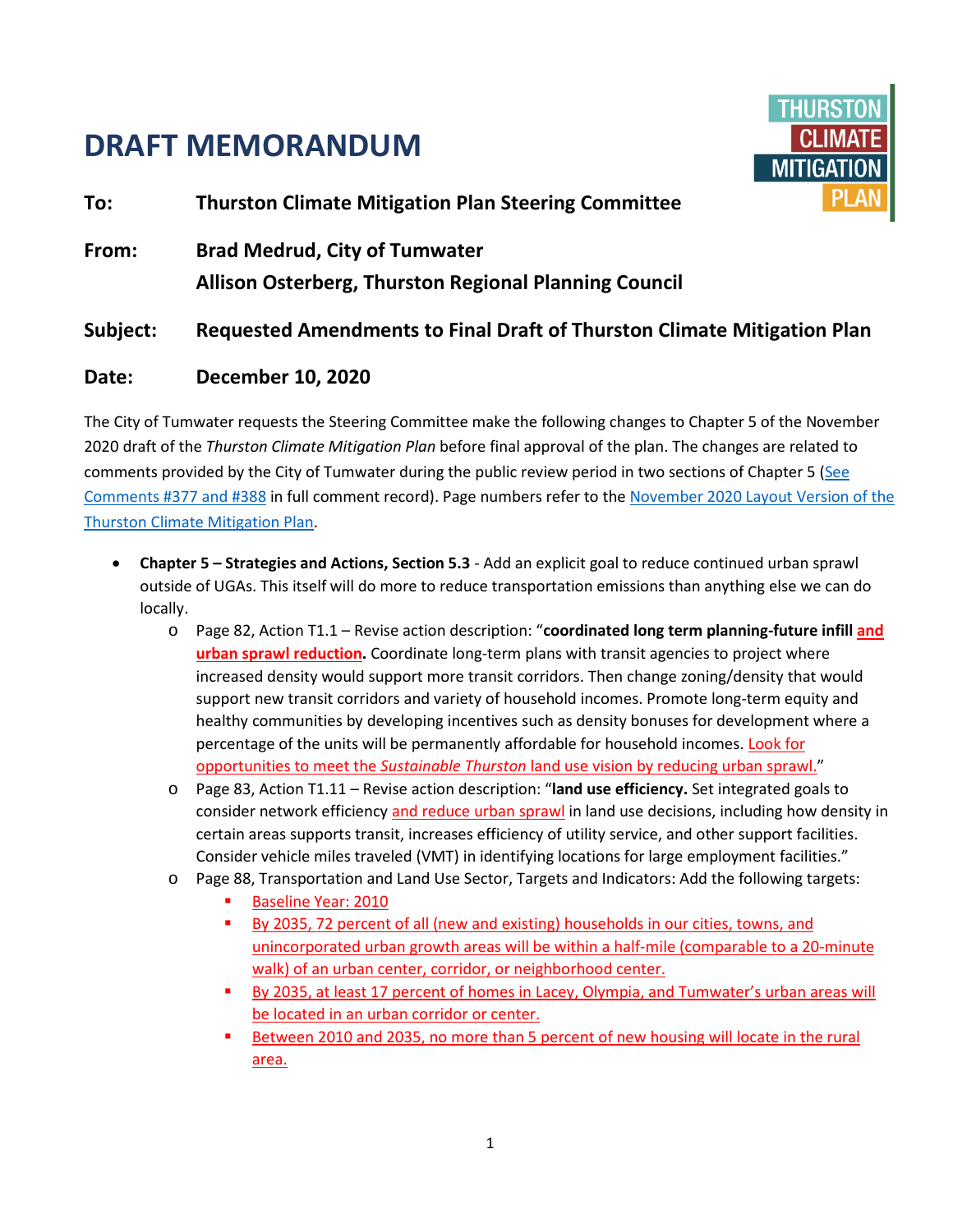# DRAFT MEMORANDUM

THURSTON CLIMATE MITIGATION PLAN

**To:** **Thurston Climate Mitigation Plan Steering Committee**

**From:** **Brad Medrud, City of Tumwater**
**Allison Osterberg, Thurston Regional Planning Council**

**Subject:** **Requested Amendments to Final Draft of Thurston Climate Mitigation Plan**

**Date:** **December 10, 2020**

The City of Tumwater requests the Steering Committee make the following changes to Chapter 5 of the November 2020 draft of the *Thurston Climate Mitigation Plan* before final approval of the plan. The changes are related to comments provided by the City of Tumwater during the public review period in two sections of Chapter 5 (See Comments #377 and #388 in full comment record). Page numbers refer to the November 2020 Layout Version of the Thurston Climate Mitigation Plan.

- **Chapter 5 – Strategies and Actions, Section 5.3** - Add an explicit goal to reduce continued urban sprawl outside of UGAs. This itself will do more to reduce transportation emissions than anything else we can do locally.
  - Page 82, Action T1.1 – Revise action description: "**coordinated long term planning-future infill and urban sprawl reduction.** Coordinate long-term plans with transit agencies to project where increased density would support more transit corridors. Then change zoning/density that would support new transit corridors and variety of household incomes. Promote long-term equity and healthy communities by developing incentives such as density bonuses for development where a percentage of the units will be permanently affordable for household incomes. Look for opportunities to meet the *Sustainable Thurston* land use vision by reducing urban sprawl."
  - Page 83, Action T1.11 – Revise action description: "**land use efficiency.** Set integrated goals to consider network efficiency and reduce urban sprawl in land use decisions, including how density in certain areas supports transit, increases efficiency of utility service, and other support facilities. Consider vehicle miles traveled (VMT) in identifying locations for large employment facilities."
  - Page 88, Transportation and Land Use Sector, Targets and Indicators: Add the following targets:
    - Baseline Year: 2010
    - By 2035, 72 percent of all (new and existing) households in our cities, towns, and unincorporated urban growth areas will be within a half-mile (comparable to a 20-minute walk) of an urban center, corridor, or neighborhood center.
    - By 2035, at least 17 percent of homes in Lacey, Olympia, and Tumwater's urban areas will be located in an urban corridor or center.
    - Between 2010 and 2035, no more than 5 percent of new housing will locate in the rural area.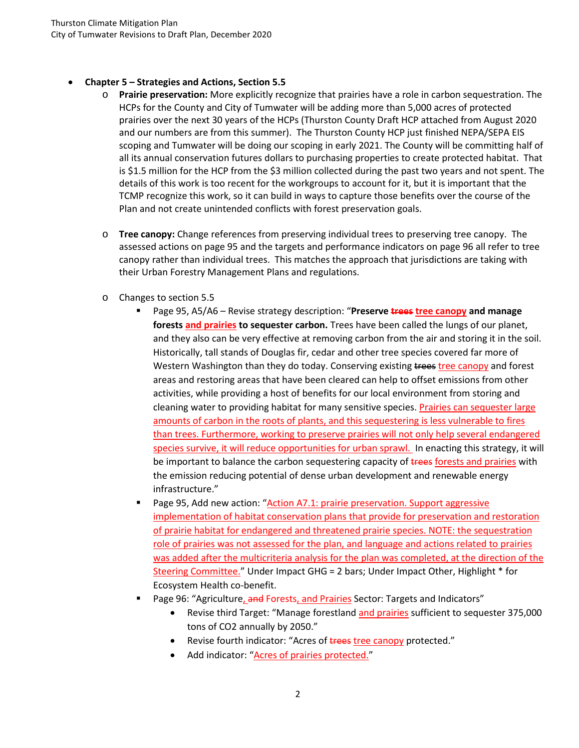- **Chapter 5 – Strategies and Actions, Section 5.5**
  - **Prairie preservation:** More explicitly recognize that prairies have a role in carbon sequestration. The HCPs for the County and City of Tumwater will be adding more than 5,000 acres of protected prairies over the next 30 years of the HCPs (Thurston County Draft HCP attached from August 2020 and our numbers are from this summer). The Thurston County HCP just finished NEPA/SEPA EIS scoping and Tumwater will be doing our scoping in early 2021. The County will be committing half of all its annual conservation futures dollars to purchasing properties to create protected habitat. That is \$1.5 million for the HCP from the \$3 million collected during the past two years and not spent. The details of this work is too recent for the workgroups to account for it, but it is important that the TCMP recognize this work, so it can build in ways to capture those benefits over the course of the Plan and not create unintended conflicts with forest preservation goals.
  - **Tree canopy:** Change references from preserving individual trees to preserving tree canopy. The assessed actions on page 95 and the targets and performance indicators on page 96 all refer to tree canopy rather than individual trees. This matches the approach that jurisdictions are taking with their Urban Forestry Management Plans and regulations.
  - Changes to section 5.5
    - Page 95, A5/A6 – Revise strategy description: "**Preserve ~~trees~~ <u>tree canopy</u> and manage forests <u>and prairies</u> to sequester carbon.** Trees have been called the lungs of our planet, and they also can be very effective at removing carbon from the air and storing it in the soil. Historically, tall stands of Douglas fir, cedar and other tree species covered far more of Western Washington than they do today. Conserving existing ~~trees~~ <u>tree canopy</u> and forest areas and restoring areas that have been cleared can help to offset emissions from other activities, while providing a host of benefits for our local environment from storing and cleaning water to providing habitat for many sensitive species. <u>Prairies can sequester large amounts of carbon in the roots of plants, and this sequestering is less vulnerable to fires than trees. Furthermore, working to preserve prairies will not only help several endangered species survive, it will reduce opportunities for urban sprawl.</u> In enacting this strategy, it will be important to balance the carbon sequestering capacity of ~~trees~~ <u>forests and prairies</u> with the emission reducing potential of dense urban development and renewable energy infrastructure."
    - Page 95, Add new action: "<u>Action A7.1: prairie preservation. Support aggressive implementation of habitat conservation plans that provide for preservation and restoration of prairie habitat for endangered and threatened prairie species. NOTE: the sequestration role of prairies was not assessed for the plan, and language and actions related to prairies was added after the multicriteria analysis for the plan was completed, at the direction of the Steering Committee.</u>" Under Impact GHG = 2 bars; Under Impact Other, Highlight * for Ecosystem Health co-benefit.
    - Page 96: "Agriculture<u>,</u> ~~and~~ Forests<u>, and Prairies</u> Sector: Targets and Indicators"
      - Revise third Target: "Manage forestland <u>and prairies</u> sufficient to sequester 375,000 tons of $CO_2$ annually by 2050."
      - Revise fourth indicator: "Acres of ~~trees~~ <u>tree canopy</u> protected."
      - Add indicator: "<u>Acres of prairies protected.</u>"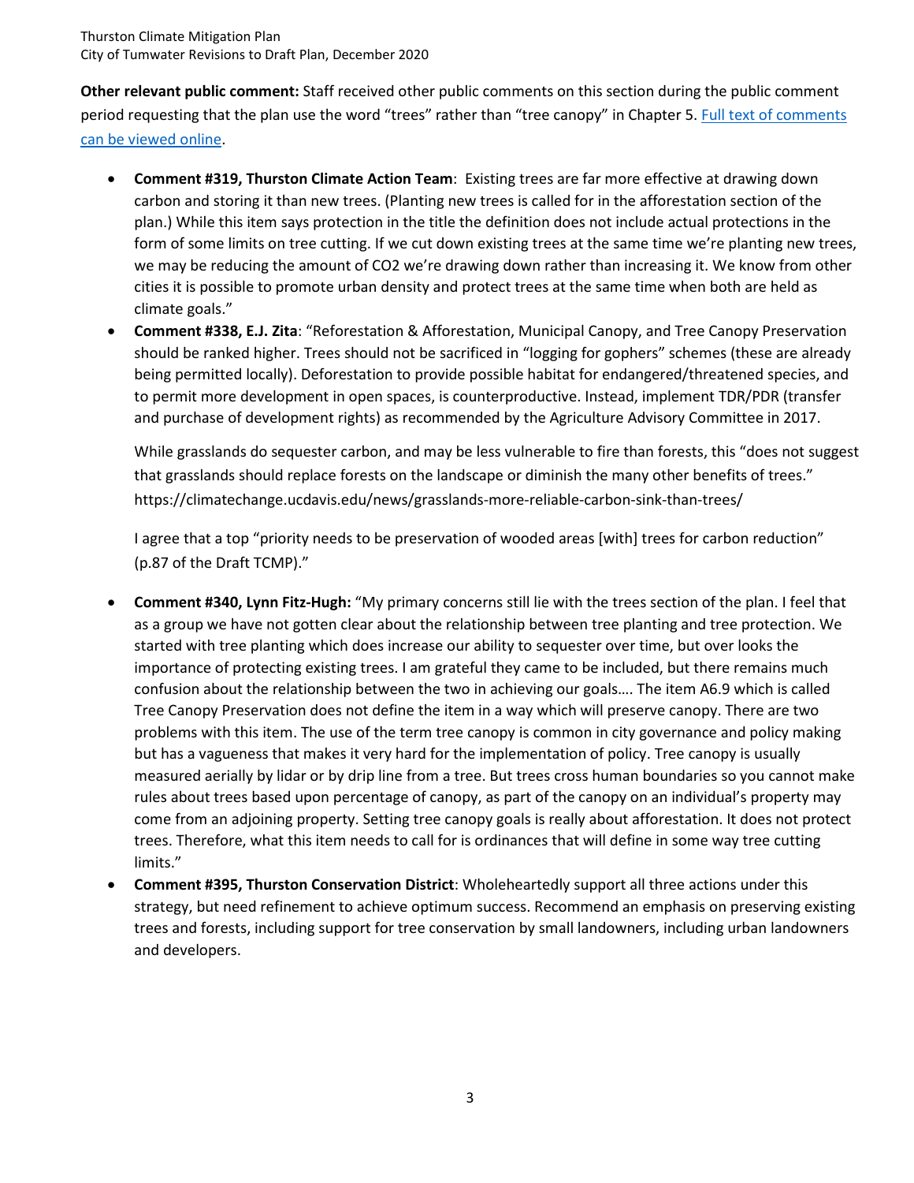**Other relevant public comment:** Staff received other public comments on this section during the public comment period requesting that the plan use the word "trees" rather than "tree canopy" in Chapter 5. [Full text of comments can be viewed online](#).

- **Comment #319, Thurston Climate Action Team**: Existing trees are far more effective at drawing down carbon and storing it than new trees. (Planting new trees is called for in the afforestation section of the plan.) While this item says protection in the title the definition does not include actual protections in the form of some limits on tree cutting. If we cut down existing trees at the same time we're planting new trees, we may be reducing the amount of CO2 we're drawing down rather than increasing it. We know from other cities it is possible to promote urban density and protect trees at the same time when both are held as climate goals."
- **Comment #338, E.J. Zita**: "Reforestation & Afforestation, Municipal Canopy, and Tree Canopy Preservation should be ranked higher. Trees should not be sacrificed in "logging for gophers" schemes (these are already being permitted locally). Deforestation to provide possible habitat for endangered/threatened species, and to permit more development in open spaces, is counterproductive. Instead, implement TDR/PDR (transfer and purchase of development rights) as recommended by the Agriculture Advisory Committee in 2017.

  While grasslands do sequester carbon, and may be less vulnerable to fire than forests, this "does not suggest that grasslands should replace forests on the landscape or diminish the many other benefits of trees." https://climatechange.ucdavis.edu/news/grasslands-more-reliable-carbon-sink-than-trees/

  I agree that a top "priority needs to be preservation of wooded areas [with] trees for carbon reduction" (p.87 of the Draft TCMP)."
- **Comment #340, Lynn Fitz-Hugh:** "My primary concerns still lie with the trees section of the plan. I feel that as a group we have not gotten clear about the relationship between tree planting and tree protection. We started with tree planting which does increase our ability to sequester over time, but over looks the importance of protecting existing trees. I am grateful they came to be included, but there remains much confusion about the relationship between the two in achieving our goals…. The item A6.9 which is called Tree Canopy Preservation does not define the item in a way which will preserve canopy. There are two problems with this item. The use of the term tree canopy is common in city governance and policy making but has a vagueness that makes it very hard for the implementation of policy. Tree canopy is usually measured aerially by lidar or by drip line from a tree. But trees cross human boundaries so you cannot make rules about trees based upon percentage of canopy, as part of the canopy on an individual's property may come from an adjoining property. Setting tree canopy goals is really about afforestation. It does not protect trees. Therefore, what this item needs to call for is ordinances that will define in some way tree cutting limits."
- **Comment #395, Thurston Conservation District**: Wholeheartedly support all three actions under this strategy, but need refinement to achieve optimum success. Recommend an emphasis on preserving existing trees and forests, including support for tree conservation by small landowners, including urban landowners and developers.